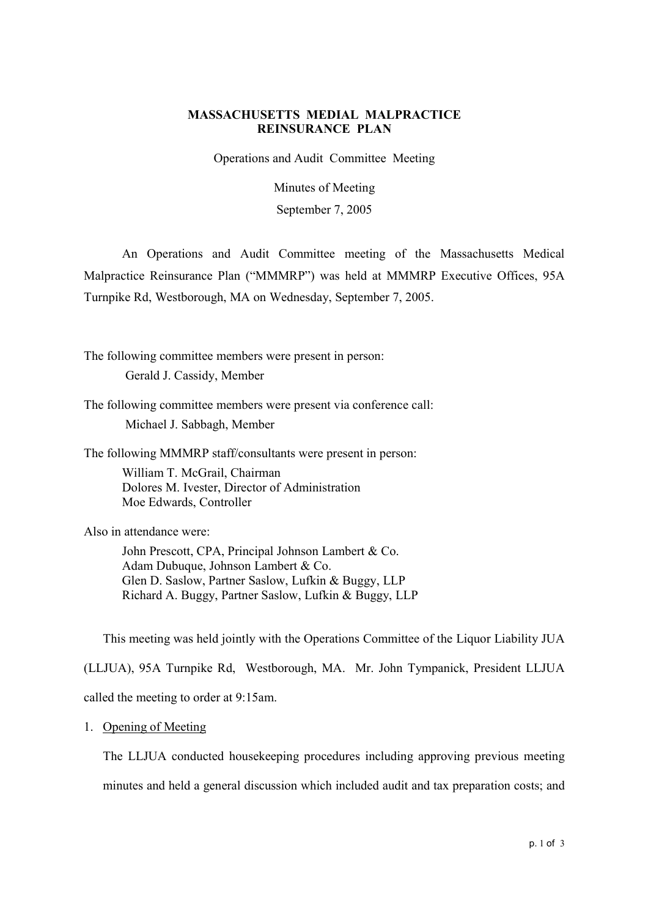**MASSACHUSETTS MEDIAL MALPRACTICE REINSURANCE PLAN**

Operations and Audit Committee Meeting

Minutes of Meeting

September 7, 2005

An Operations and Audit Committee meeting of the Massachusetts Medical Malpractice Reinsurance Plan ("MMMRP") was held at MMMRP Executive Offices, 95A Turnpike Rd, Westborough, MA on Wednesday, September 7, 2005.

The following committee members were present in person:

Gerald J. Cassidy, Member

The following committee members were present via conference call:

Michael J. Sabbagh, Member

The following MMMRP staff/consultants were present in person:

William T. McGrail, Chairman
Dolores M. Ivester, Director of Administration
Moe Edwards, Controller

Also in attendance were:

John Prescott, CPA, Principal Johnson Lambert & Co.
Adam Dubuque, Johnson Lambert & Co.
Glen D. Saslow, Partner Saslow, Lufkin & Buggy, LLP
Richard A. Buggy, Partner Saslow, Lufkin & Buggy, LLP

This meeting was held jointly with the Operations Committee of the Liquor Liability JUA (LLJUA), 95A Turnpike Rd, Westborough, MA. Mr. John Tympanick, President LLJUA called the meeting to order at 9:15am.

1. Opening of Meeting

The LLJUA conducted housekeeping procedures including approving previous meeting minutes and held a general discussion which included audit and tax preparation costs; and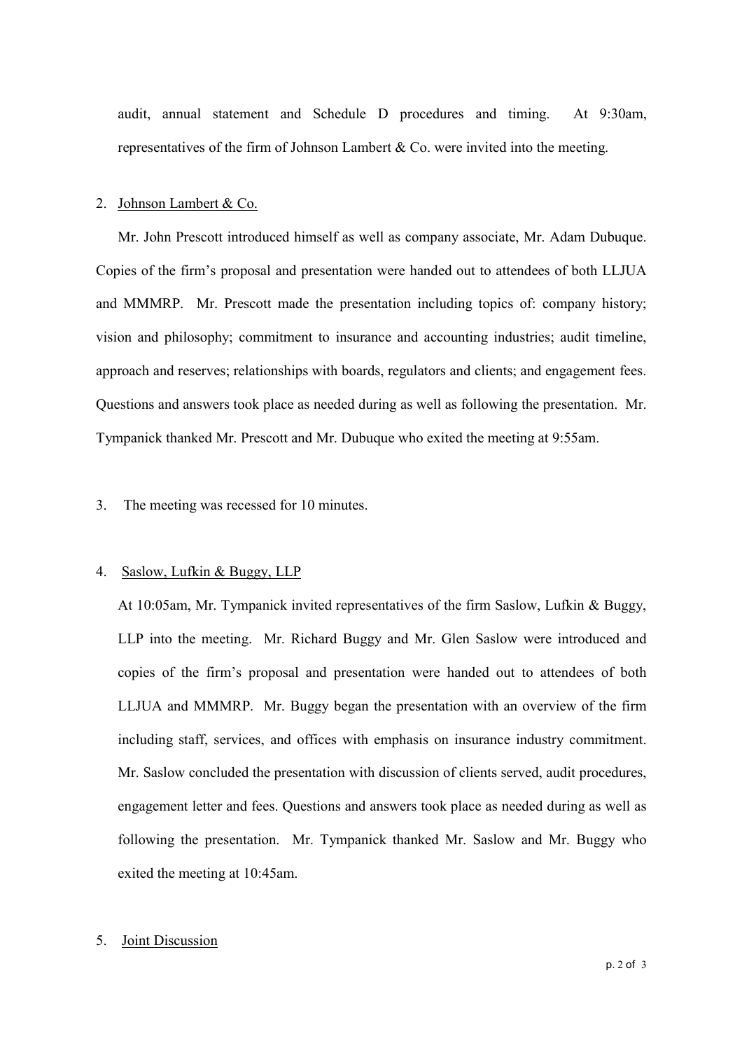audit, annual statement and Schedule D procedures and timing. At 9:30am, representatives of the firm of Johnson Lambert & Co. were invited into the meeting.

2. Johnson Lambert & Co.

Mr. John Prescott introduced himself as well as company associate, Mr. Adam Dubuque. Copies of the firm's proposal and presentation were handed out to attendees of both LLJUA and MMMRP. Mr. Prescott made the presentation including topics of: company history; vision and philosophy; commitment to insurance and accounting industries; audit timeline, approach and reserves; relationships with boards, regulators and clients; and engagement fees. Questions and answers took place as needed during as well as following the presentation. Mr. Tympanick thanked Mr. Prescott and Mr. Dubuque who exited the meeting at 9:55am.

3. The meeting was recessed for 10 minutes.

4. Saslow, Lufkin & Buggy, LLP

At 10:05am, Mr. Tympanick invited representatives of the firm Saslow, Lufkin & Buggy, LLP into the meeting. Mr. Richard Buggy and Mr. Glen Saslow were introduced and copies of the firm's proposal and presentation were handed out to attendees of both LLJUA and MMMRP. Mr. Buggy began the presentation with an overview of the firm including staff, services, and offices with emphasis on insurance industry commitment. Mr. Saslow concluded the presentation with discussion of clients served, audit procedures, engagement letter and fees. Questions and answers took place as needed during as well as following the presentation. Mr. Tympanick thanked Mr. Saslow and Mr. Buggy who exited the meeting at 10:45am.

5. Joint Discussion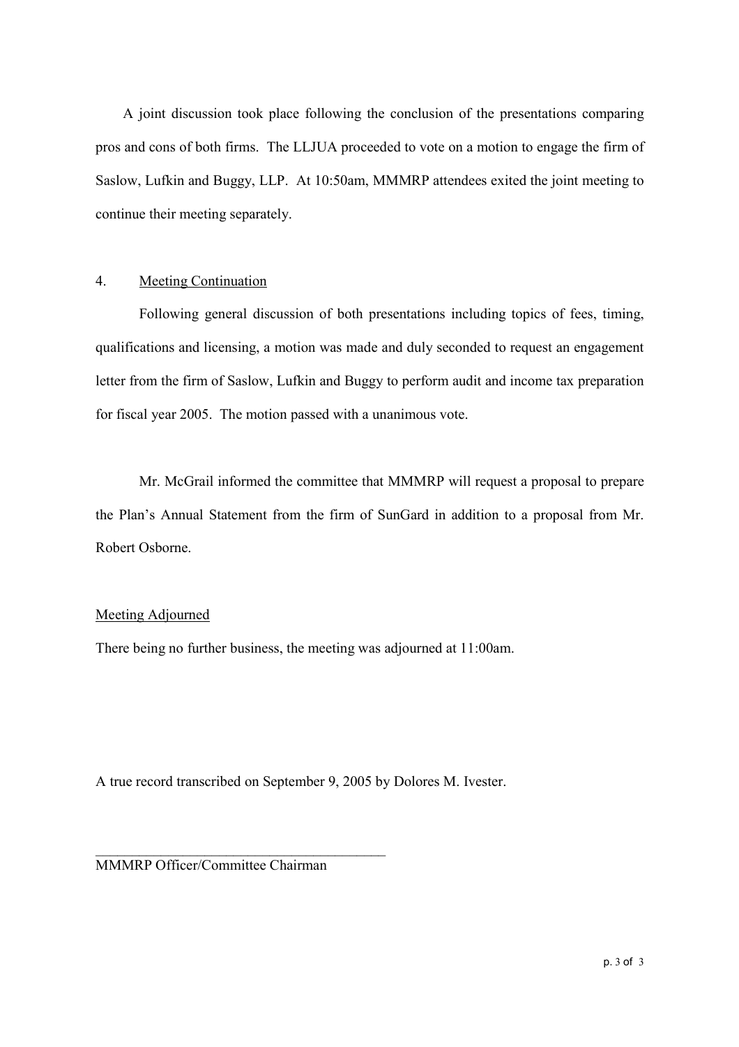A joint discussion took place following the conclusion of the presentations comparing pros and cons of both firms. The LLJUA proceeded to vote on a motion to engage the firm of Saslow, Lufkin and Buggy, LLP. At 10:50am, MMMRP attendees exited the joint meeting to continue their meeting separately.

4. <u>Meeting Continuation</u>

Following general discussion of both presentations including topics of fees, timing, qualifications and licensing, a motion was made and duly seconded to request an engagement letter from the firm of Saslow, Lufkin and Buggy to perform audit and income tax preparation for fiscal year 2005. The motion passed with a unanimous vote.

Mr. McGrail informed the committee that MMMRP will request a proposal to prepare the Plan's Annual Statement from the firm of SunGard in addition to a proposal from Mr. Robert Osborne.

<u>Meeting Adjourned</u>

There being no further business, the meeting was adjourned at 11:00am.

A true record transcribed on September 9, 2005 by Dolores M. Ivester.

\_\_\_\_\_\_\_\_\_\_\_\_\_\_\_\_\_\_\_\_\_\_\_\_\_\_\_\_\_\_\_\_\_\_\_\_\_\_\_\_

MMMRP Officer/Committee Chairman